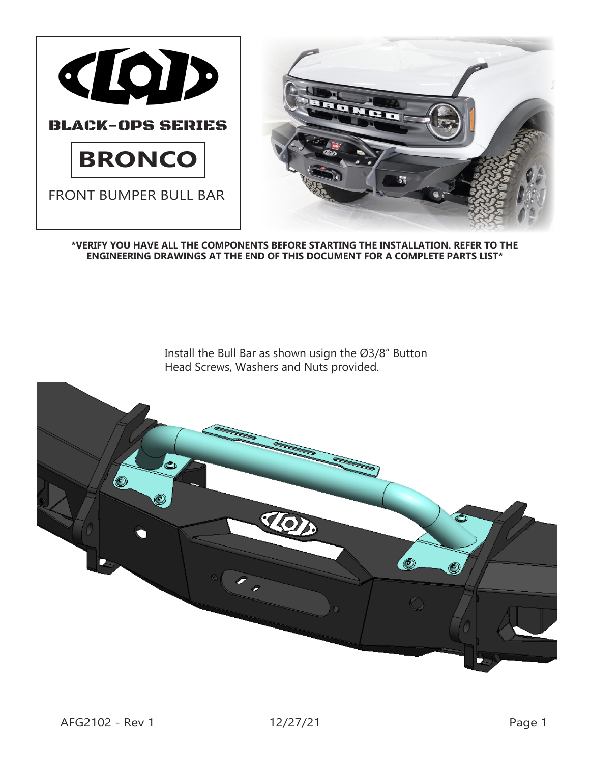BLACK-OPS SERIES

# BRONCO

FRONT BUMPER BULL BAR

**\*VERIFY YOU HAVE ALL THE COMPONENTS BEFORE STARTING THE INSTALLATION. REFER TO THE ENGINEERING DRAWINGS AT THE END OF THIS DOCUMENT FOR A COMPLETE PARTS LIST\***

Install the Bull Bar as shown usign the Ø3/8" Button Head Screws, Washers and Nuts provided.

AFG2102 - Rev 1　　　12/27/21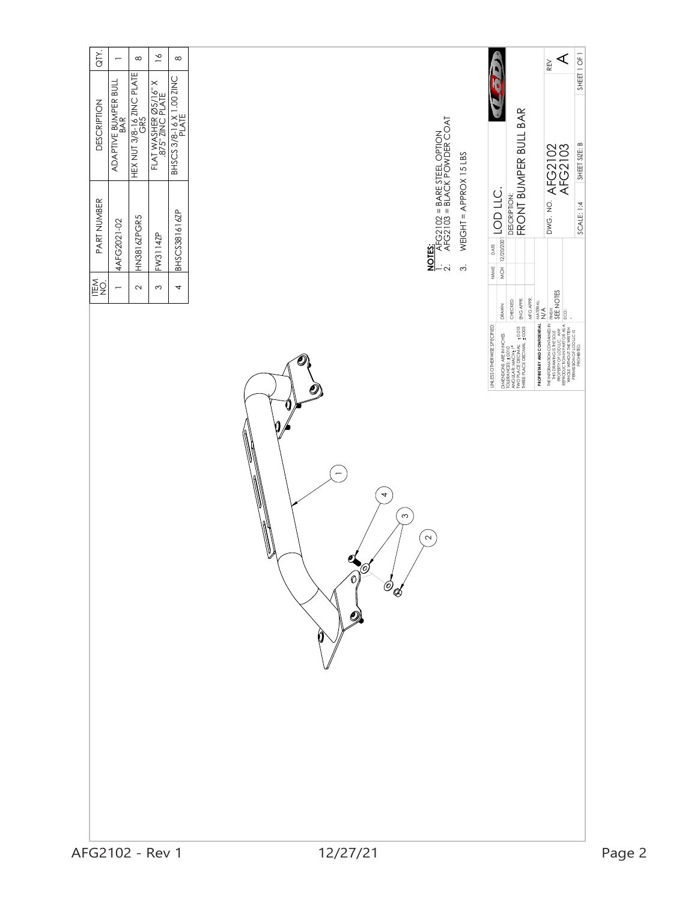| ITEM NO. | PART NUMBER | DESCRIPTION | QTY. |
|---|---|---|---|
| 1 | 4AFG2021-02 | ADAPTIVE BUMPER BULL BAR | 1 |
| 2 | HN3816ZPGR5 | HEX NUT 3/8-16 ZINC PLATE GR5 | 8 |
| 3 | FW3114ZP | FLAT WASHER Ø5/16" X .875" ZINC PLATE | 16 |
| 4 | BHSCS381616ZP | BHSCS 3/8-16 X 1.00 ZINC PLATE | 8 |

1
4
3
2

**NOTES:**

1. AFG2102 = BARE STEEL OPTION
2. AFG2103 = BLACK POWDER COAT
3. WEIGHT = APPROX 15 LBS

UNLESS OTHERWISE SPECIFIED:
DIMENSIONS ARE IN INCHES
TOLERANCES: ±.0010
ANGULAR: MACH ±1°
TWO PLACE DECIMAL ±0.015
THREE PLACE DECIMAL ±0.005

PROPRIETARY AND CONFIDENTIAL
THE INFORMATION CONTAINED IN THIS DRAWING IS THE SOLE PROPERTY OF LOD LLC. ANY REPRODUCTION IN PART OR AS A WHOLE WITHOUT THE WRITTEN PERMISSION OF LOD LLC IS PROHIBITED.

| | NAME | DATE |
|---|---|---|
| DRAWN | MCH | 12/20/2001 |
| CHECKED | | |
| ENG APPR. | | |
| MFG APPR. | | |

MATERIAL: N/A
FINISH: SEE NOTES
ECO: -

LOD LLC.
DESCRIPTION:
FRONT BUMPER BULL BAR

DWG. NO. AFG2102 AFG2103
REV A
SCALE: 1:4 | SHEET SIZE: B | SHEET 1 OF 1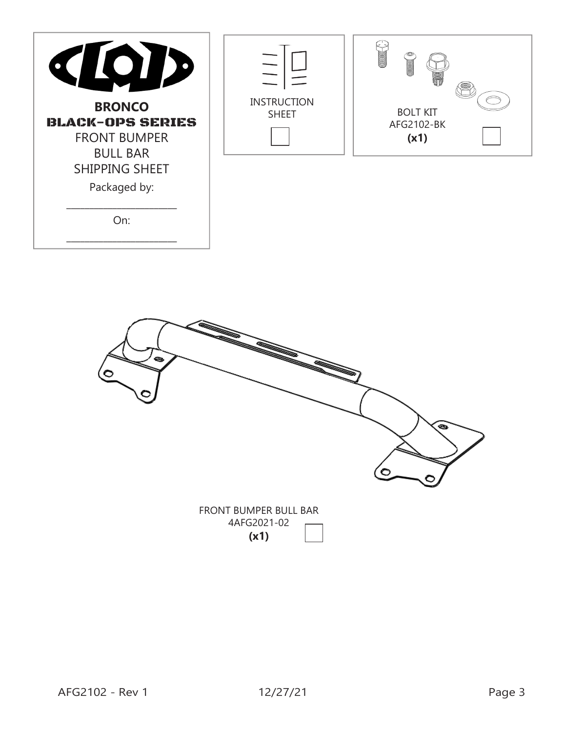**BRONCO**

**BLACK-OPS SERIES**

FRONT BUMPER
BULL BAR
SHIPPING SHEET

Packaged by:

______________________

On:

______________________

INSTRUCTION SHEET ☐

BOLT KIT
AFG2102-BK
**(x1)** ☐

FRONT BUMPER BULL BAR
4AFG2021-02
**(x1)** ☐

AFG2102 - Rev 1 12/27/21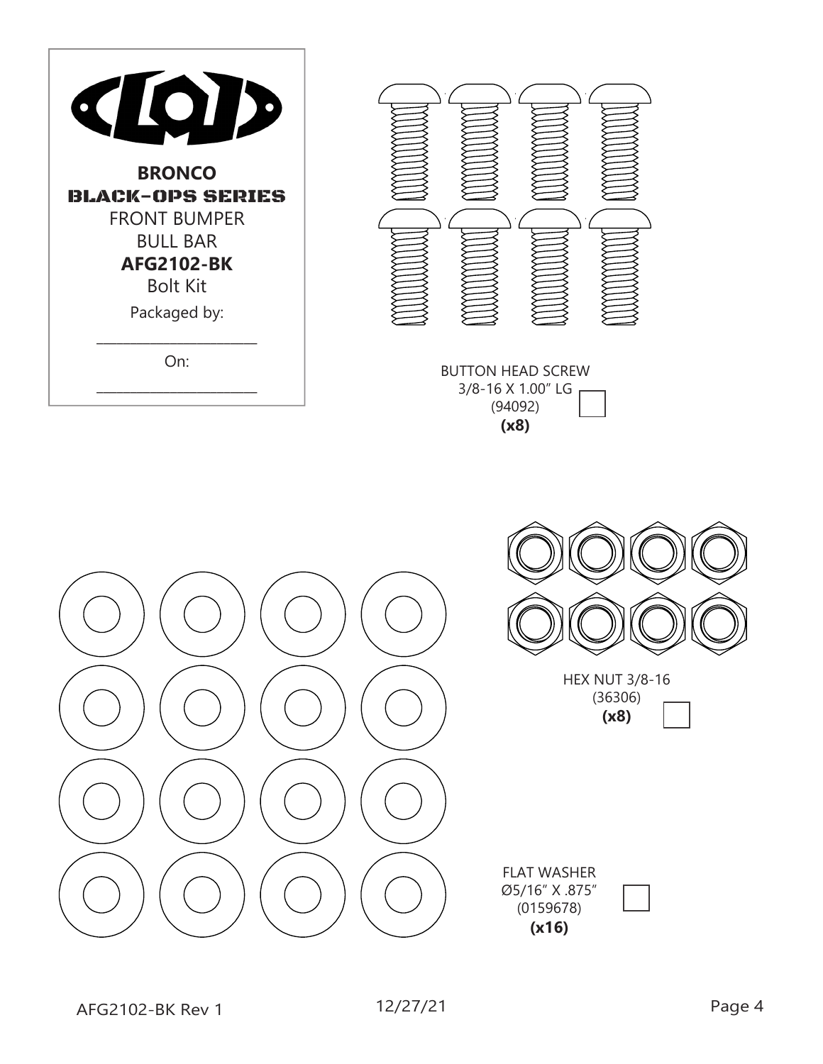**BRONCO**

**BLACK-OPS SERIES**

FRONT BUMPER

BULL BAR

**AFG2102-BK**

Bolt Kit

Packaged by:

______________________

On:

______________________

BUTTON HEAD SCREW
3/8-16 X 1.00" LG
(94092)
**(x8)**

HEX NUT 3/8-16
(36306)
**(x8)**

FLAT WASHER
Ø5/16" X .875"
(0159678)
**(x16)**

AFG2102-BK Rev 1

12/27/21